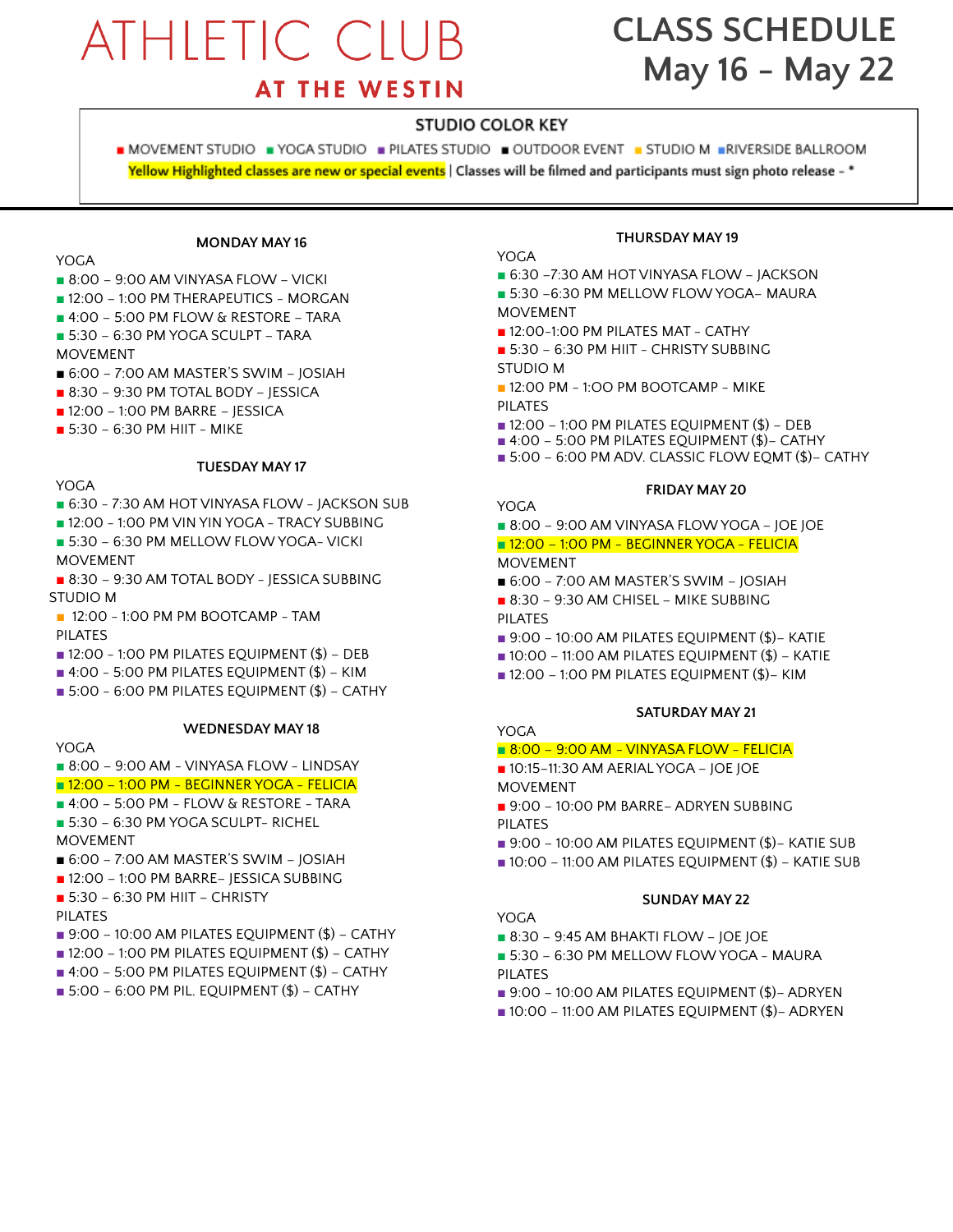# ATHLETIC CLUB AT THE WESTIN

# CLASS SCHEDULE May 16 - May 22

**STUDIO COLOR KEY**

■ MOVEMENT STUDIO ■ YOGA STUDIO ■ PILATES STUDIO ■ OUTDOOR EVENT ■ STUDIO M ■ RIVERSIDE BALLROOM

Yellow Highlighted classes are new or special events | Classes will be filmed and participants must sign photo release - *

### MONDAY MAY 16

YOGA
- 8:00 – 9:00 AM VINYASA FLOW – VICKI
- 12:00 – 1:00 PM THERAPEUTICS - MORGAN
- 4:00 – 5:00 PM FLOW & RESTORE – TARA
- 5:30 – 6:30 PM YOGA SCULPT – TARA

MOVEMENT
- 6:00 – 7:00 AM MASTER'S SWIM – JOSIAH
- 8:30 – 9:30 PM TOTAL BODY – JESSICA
- 12:00 – 1:00 PM BARRE – JESSICA
- 5:30 – 6:30 PM HIIT – MIKE

### TUESDAY MAY 17

YOGA
- 6:30 - 7:30 AM HOT VINYASA FLOW - JACKSON SUB
- 12:00 – 1:00 PM VIN YIN YOGA - TRACY SUBBING
- 5:30 – 6:30 PM MELLOW FLOW YOGA- VICKI

MOVEMENT
- 8:30 – 9:30 AM TOTAL BODY - JESSICA SUBBING

STUDIO M
- 12:00 - 1:00 PM PM BOOTCAMP - TAM

PILATES
- 12:00 - 1:00 PM PILATES EQUIPMENT ($) – DEB
- 4:00 - 5:00 PM PILATES EQUIPMENT ($) – KIM
- 5:00 - 6:00 PM PILATES EQUIPMENT ($) – CATHY

### WEDNESDAY MAY 18

YOGA
- 8:00 – 9:00 AM - VINYASA FLOW - LINDSAY
- 12:00 – 1:00 PM – BEGINNER YOGA – FELICIA
- 4:00 – 5:00 PM - FLOW & RESTORE - TARA
- 5:30 – 6:30 PM YOGA SCULPT- RICHEL

MOVEMENT
- 6:00 – 7:00 AM MASTER'S SWIM – JOSIAH
- 12:00 – 1:00 PM BARRE– JESSICA SUBBING
- 5:30 – 6:30 PM HIIT – CHRISTY

PILATES
- 9:00 – 10:00 AM PILATES EQUIPMENT ($) – CATHY
- 12:00 – 1:00 PM PILATES EQUIPMENT ($) – CATHY
- 4:00 – 5:00 PM PILATES EQUIPMENT ($) – CATHY
- 5:00 – 6:00 PM PIL. EQUIPMENT ($) – CATHY

### THURSDAY MAY 19

YOGA
- 6:30 -7:30 AM HOT VINYASA FLOW – JACKSON
- 5:30 -6:30 PM MELLOW FLOW YOGA– MAURA

MOVEMENT
- 12:00-1:00 PM PILATES MAT - CATHY
- 5:30 – 6:30 PM HIIT - CHRISTY SUBBING

STUDIO M
- 12:00 PM – 1:OO PM BOOTCAMP - MIKE

PILATES
- 12:00 – 1:00 PM PILATES EQUIPMENT ($) – DEB
- 4:00 – 5:00 PM PILATES EQUIPMENT ($)– CATHY
- 5:00 – 6:00 PM ADV. CLASSIC FLOW EQMT ($)– CATHY

### FRIDAY MAY 20

YOGA
- 8:00 – 9:00 AM VINYASA FLOW YOGA – JOE JOE
- 12:00 – 1:00 PM – BEGINNER YOGA – FELICIA

MOVEMENT
- 6:00 – 7:00 AM MASTER'S SWIM – JOSIAH
- 8:30 – 9:30 AM CHISEL – MIKE SUBBING

PILATES
- 9:00 – 10:00 AM PILATES EQUIPMENT ($)– KATIE
- 10:00 – 11:00 AM PILATES EQUIPMENT ($) – KATIE
- 12:00 – 1:00 PM PILATES EQUIPMENT ($)– KIM

### SATURDAY MAY 21

YOGA
- 8:00 – 9:00 AM – VINYASA FLOW – FELICIA
- 10:15–11:30 AM AERIAL YOGA – JOE JOE

MOVEMENT
- 9:00 – 10:00 PM BARRE– ADRYEN SUBBING

PILATES
- 9:00 – 10:00 AM PILATES EQUIPMENT ($)– KATIE SUB
- 10:00 – 11:00 AM PILATES EQUIPMENT ($) – KATIE SUB

### SUNDAY MAY 22

YOGA
- 8:30 – 9:45 AM BHAKTI FLOW – JOE JOE
- 5:30 – 6:30 PM MELLOW FLOW YOGA - MAURA

PILATES
- 9:00 – 10:00 AM PILATES EQUIPMENT ($)– ADRYEN
- 10:00 – 11:00 AM PILATES EQUIPMENT ($)– ADRYEN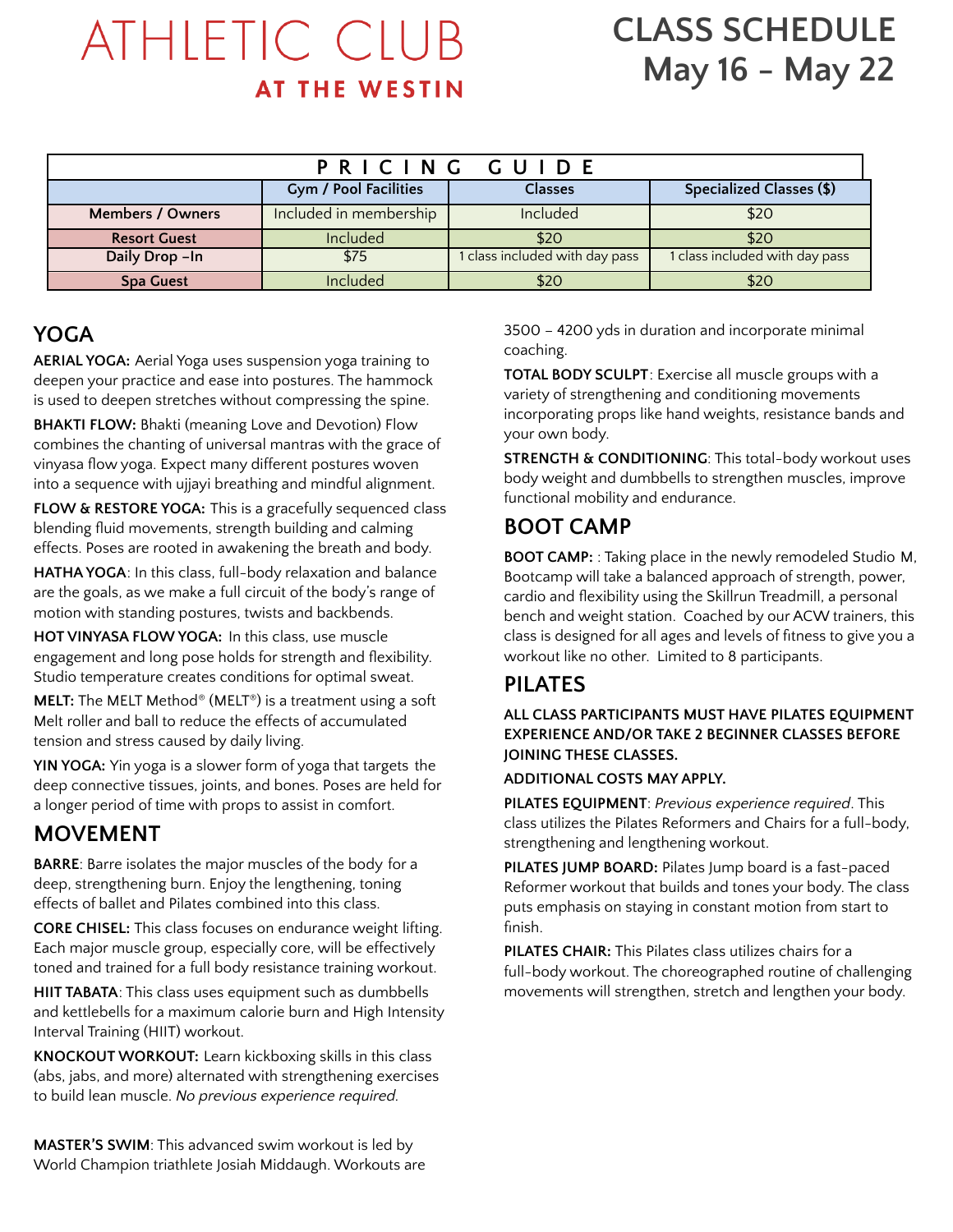# ATHLETIC CLUB AT THE WESTIN

# CLASS SCHEDULE May 16 - May 22

| PRICING GUIDE | | | |
|---|---|---|---|
| | Gym / Pool Facilities | Classes | Specialized Classes ($) |
| Members / Owners | Included in membership | Included | $20 |
| Resort Guest | Included | $20 | $20 |
| Daily Drop -In | $75 | 1 class included with day pass | 1 class included with day pass |
| Spa Guest | Included | $20 | $20 |

## YOGA

**AERIAL YOGA:** Aerial Yoga uses suspension yoga training to deepen your practice and ease into postures. The hammock is used to deepen stretches without compressing the spine.

**BHAKTI FLOW:** Bhakti (meaning Love and Devotion) Flow combines the chanting of universal mantras with the grace of vinyasa flow yoga. Expect many different postures woven into a sequence with ujjayi breathing and mindful alignment.

**FLOW & RESTORE YOGA:** This is a gracefully sequenced class blending fluid movements, strength building and calming effects. Poses are rooted in awakening the breath and body.

**HATHA YOGA**: In this class, full-body relaxation and balance are the goals, as we make a full circuit of the body's range of motion with standing postures, twists and backbends.

**HOT VINYASA FLOW YOGA:** In this class, use muscle engagement and long pose holds for strength and flexibility. Studio temperature creates conditions for optimal sweat.

**MELT:** The MELT Method® (MELT®) is a treatment using a soft Melt roller and ball to reduce the effects of accumulated tension and stress caused by daily living.

**YIN YOGA:** Yin yoga is a slower form of yoga that targets the deep connective tissues, joints, and bones. Poses are held for a longer period of time with props to assist in comfort.

## MOVEMENT

**BARRE**: Barre isolates the major muscles of the body for a deep, strengthening burn. Enjoy the lengthening, toning effects of ballet and Pilates combined into this class.

**CORE CHISEL:** This class focuses on endurance weight lifting. Each major muscle group, especially core, will be effectively toned and trained for a full body resistance training workout.

**HIIT TABATA**: This class uses equipment such as dumbbells and kettlebells for a maximum calorie burn and High Intensity Interval Training (HIIT) workout.

**KNOCKOUT WORKOUT:** Learn kickboxing skills in this class (abs, jabs, and more) alternated with strengthening exercises to build lean muscle. *No previous experience required.*

**MASTER'S SWIM**: This advanced swim workout is led by World Champion triathlete Josiah Middaugh. Workouts are 3500 – 4200 yds in duration and incorporate minimal coaching.

**TOTAL BODY SCULPT**: Exercise all muscle groups with a variety of strengthening and conditioning movements incorporating props like hand weights, resistance bands and your own body.

**STRENGTH & CONDITIONING**: This total-body workout uses body weight and dumbbells to strengthen muscles, improve functional mobility and endurance.

## BOOT CAMP

**BOOT CAMP:** : Taking place in the newly remodeled Studio M, Bootcamp will take a balanced approach of strength, power, cardio and flexibility using the Skillrun Treadmill, a personal bench and weight station. Coached by our ACW trainers, this class is designed for all ages and levels of fitness to give you a workout like no other. Limited to 8 participants.

## PILATES

**ALL CLASS PARTICIPANTS MUST HAVE PILATES EQUIPMENT EXPERIENCE AND/OR TAKE 2 BEGINNER CLASSES BEFORE JOINING THESE CLASSES.**

**ADDITIONAL COSTS MAY APPLY.**

**PILATES EQUIPMENT**: *Previous experience required*. This class utilizes the Pilates Reformers and Chairs for a full-body, strengthening and lengthening workout.

**PILATES JUMP BOARD:** Pilates Jump board is a fast-paced Reformer workout that builds and tones your body. The class puts emphasis on staying in constant motion from start to finish.

**PILATES CHAIR:** This Pilates class utilizes chairs for a full-body workout. The choreographed routine of challenging movements will strengthen, stretch and lengthen your body.